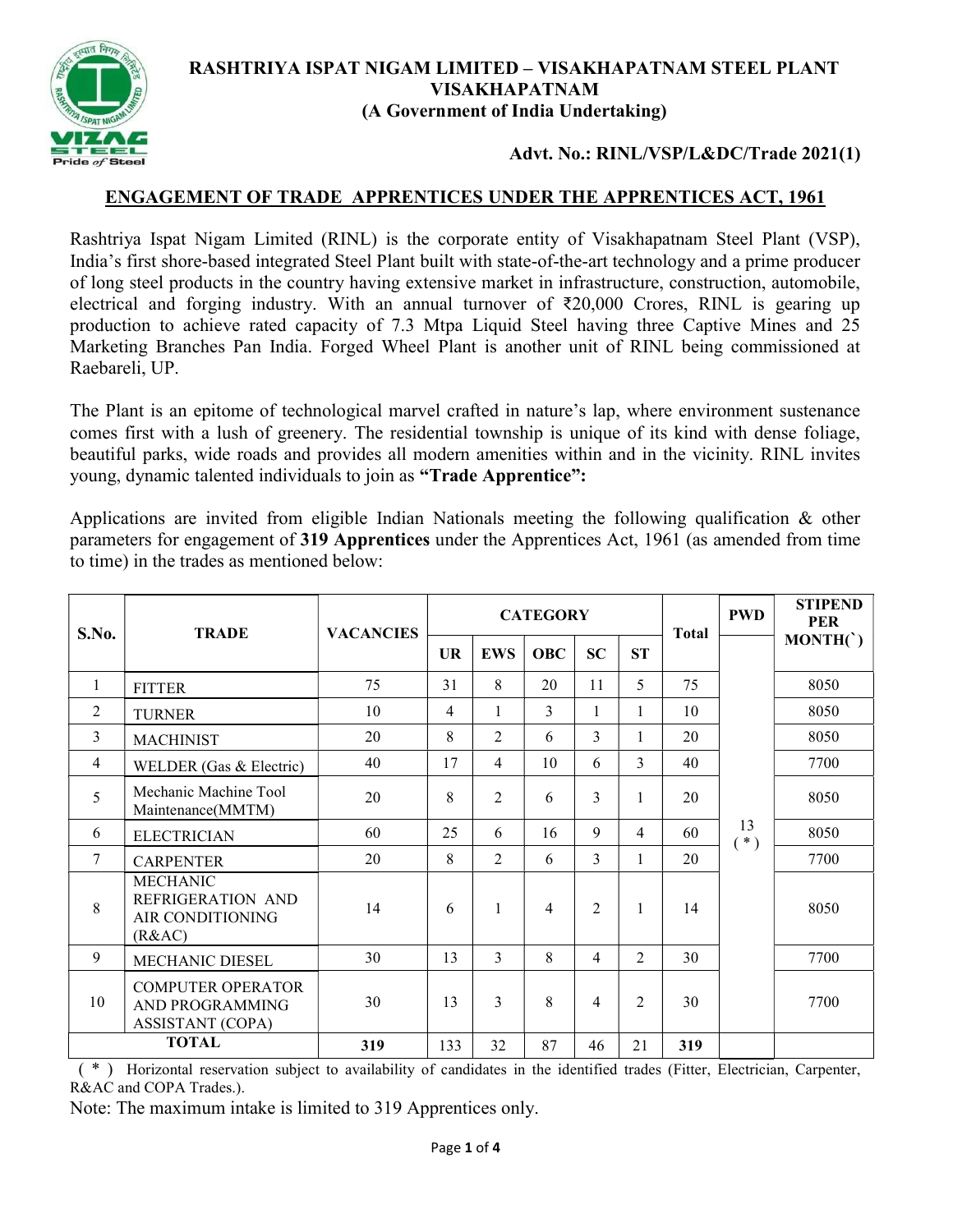# RASHTRIYA ISPAT NIGAM LIMITED – VISAKHAPATNAM STEEL PLANT VISAKHAPATNAM

**(A Government of India Undertaking)**

**Advt. No.: RINL/VSP/L&DC/Trade 2021(1)**

## ENGAGEMENT OF TRADE APPRENTICES UNDER THE APPRENTICES ACT, 1961

Rashtriya Ispat Nigam Limited (RINL) is the corporate entity of Visakhapatnam Steel Plant (VSP), India's first shore-based integrated Steel Plant built with state-of-the-art technology and a prime producer of long steel products in the country having extensive market in infrastructure, construction, automobile, electrical and forging industry. With an annual turnover of ₹20,000 Crores, RINL is gearing up production to achieve rated capacity of 7.3 Mtpa Liquid Steel having three Captive Mines and 25 Marketing Branches Pan India. Forged Wheel Plant is another unit of RINL being commissioned at Raebareli, UP.

The Plant is an epitome of technological marvel crafted in nature's lap, where environment sustenance comes first with a lush of greenery. The residential township is unique of its kind with dense foliage, beautiful parks, wide roads and provides all modern amenities within and in the vicinity. RINL invites young, dynamic talented individuals to join as **"Trade Apprentice":**

Applications are invited from eligible Indian Nationals meeting the following qualification & other parameters for engagement of **319 Apprentices** under the Apprentices Act, 1961 (as amended from time to time) in the trades as mentioned below:

| S.No. | TRADE | VACANCIES | CATEGORY | | | | | Total | PWD | STIPEND PER MONTH(`) |
|---|---|---|---|---|---|---|---|---|---|---|
| | | | UR | EWS | OBC | SC | ST | | | |
| 1 | FITTER | 75 | 31 | 8 | 20 | 11 | 5 | 75 | 13 (*) | 8050 |
| 2 | TURNER | 10 | 4 | 1 | 3 | 1 | 1 | 10 | | 8050 |
| 3 | MACHINIST | 20 | 8 | 2 | 6 | 3 | 1 | 20 | | 8050 |
| 4 | WELDER (Gas & Electric) | 40 | 17 | 4 | 10 | 6 | 3 | 40 | | 7700 |
| 5 | Mechanic Machine Tool Maintenance(MMTM) | 20 | 8 | 2 | 6 | 3 | 1 | 20 | | 8050 |
| 6 | ELECTRICIAN | 60 | 25 | 6 | 16 | 9 | 4 | 60 | | 8050 |
| 7 | CARPENTER | 20 | 8 | 2 | 6 | 3 | 1 | 20 | | 7700 |
| 8 | MECHANIC REFRIGERATION AND AIR CONDITIONING (R&AC) | 14 | 6 | 1 | 4 | 2 | 1 | 14 | | 8050 |
| 9 | MECHANIC DIESEL | 30 | 13 | 3 | 8 | 4 | 2 | 30 | | 7700 |
| 10 | COMPUTER OPERATOR AND PROGRAMMING ASSISTANT (COPA) | 30 | 13 | 3 | 8 | 4 | 2 | 30 | | 7700 |
| **TOTAL** | | **319** | 133 | 32 | 87 | 46 | 21 | **319** | | |

( * ) Horizontal reservation subject to availability of candidates in the identified trades (Fitter, Electrician, Carpenter, R&AC and COPA Trades.).

Note: The maximum intake is limited to 319 Apprentices only.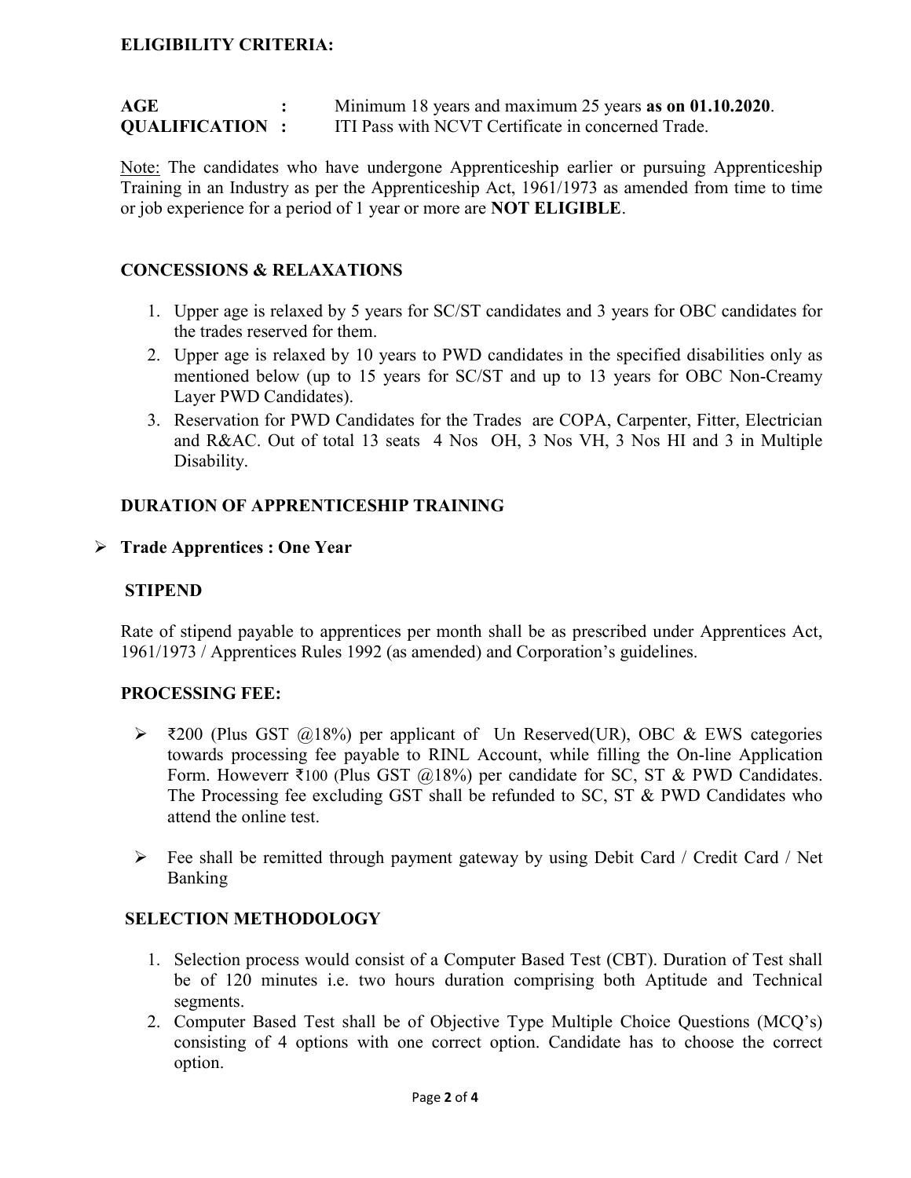**ELIGIBILITY CRITERIA:**

**AGE** : Minimum 18 years and maximum 25 years **as on 01.10.2020**.
**QUALIFICATION** : ITI Pass with NCVT Certificate in concerned Trade.

Note: The candidates who have undergone Apprenticeship earlier or pursuing Apprenticeship Training in an Industry as per the Apprenticeship Act, 1961/1973 as amended from time to time or job experience for a period of 1 year or more are **NOT ELIGIBLE**.

**CONCESSIONS & RELAXATIONS**

1. Upper age is relaxed by 5 years for SC/ST candidates and 3 years for OBC candidates for the trades reserved for them.
2. Upper age is relaxed by 10 years to PWD candidates in the specified disabilities only as mentioned below (up to 15 years for SC/ST and up to 13 years for OBC Non-Creamy Layer PWD Candidates).
3. Reservation for PWD Candidates for the Trades are COPA, Carpenter, Fitter, Electrician and R&AC. Out of total 13 seats 4 Nos OH, 3 Nos VH, 3 Nos HI and 3 in Multiple Disability.

**DURATION OF APPRENTICESHIP TRAINING**

- **Trade Apprentices : One Year**

**STIPEND**

Rate of stipend payable to apprentices per month shall be as prescribed under Apprentices Act, 1961/1973 / Apprentices Rules 1992 (as amended) and Corporation's guidelines.

**PROCESSING FEE:**

- ₹200 (Plus GST @18%) per applicant of Un Reserved(UR), OBC & EWS categories towards processing fee payable to RINL Account, while filling the On-line Application Form. Howeverr ₹100 (Plus GST @18%) per candidate for SC, ST & PWD Candidates. The Processing fee excluding GST shall be refunded to SC, ST & PWD Candidates who attend the online test.
- Fee shall be remitted through payment gateway by using Debit Card / Credit Card / Net Banking

**SELECTION METHODOLOGY**

1. Selection process would consist of a Computer Based Test (CBT). Duration of Test shall be of 120 minutes i.e. two hours duration comprising both Aptitude and Technical segments.
2. Computer Based Test shall be of Objective Type Multiple Choice Questions (MCQ's) consisting of 4 options with one correct option. Candidate has to choose the correct option.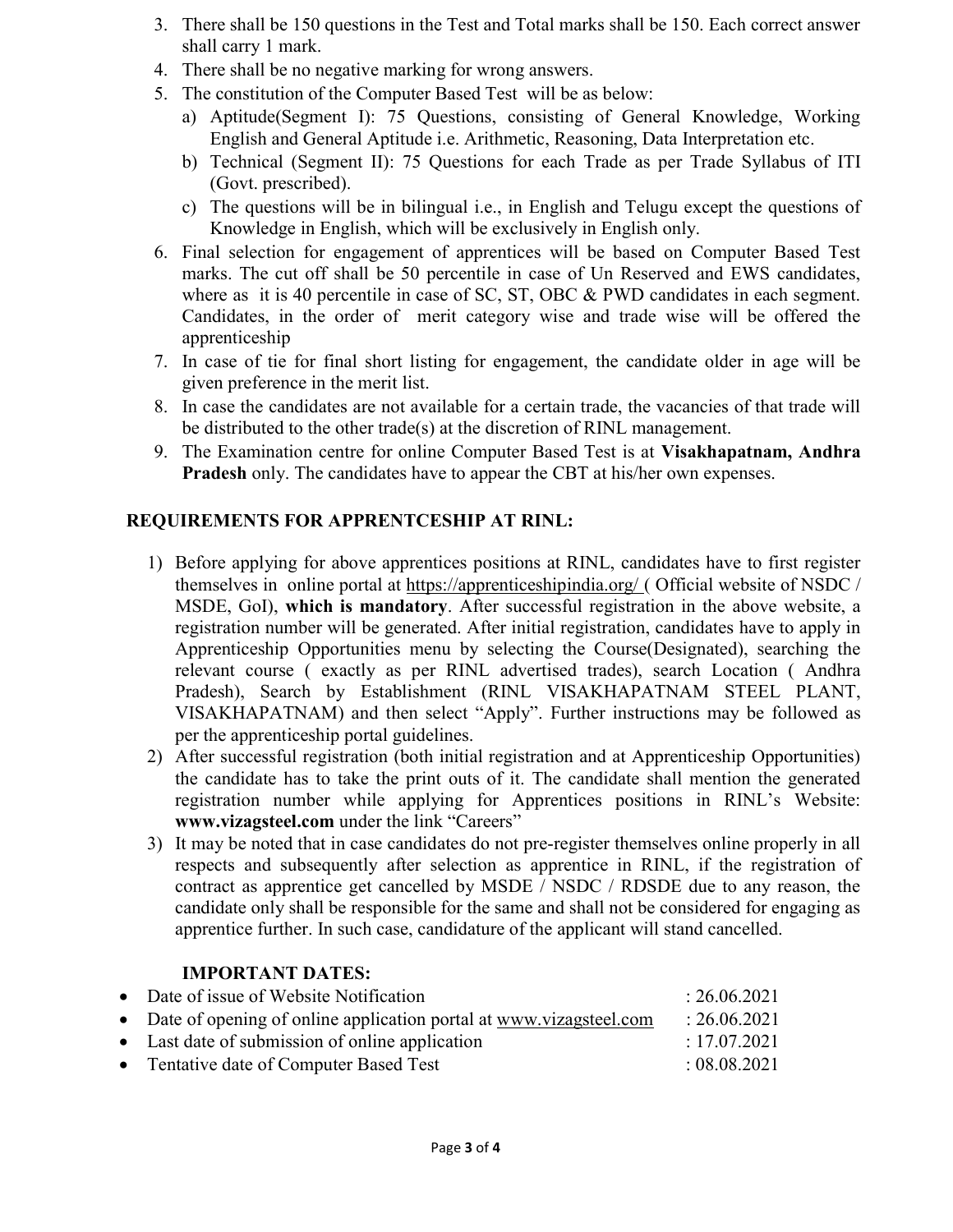3. There shall be 150 questions in the Test and Total marks shall be 150. Each correct answer shall carry 1 mark.
4. There shall be no negative marking for wrong answers.
5. The constitution of the Computer Based Test will be as below:
   a) Aptitude(Segment I): 75 Questions, consisting of General Knowledge, Working English and General Aptitude i.e. Arithmetic, Reasoning, Data Interpretation etc.
   b) Technical (Segment II): 75 Questions for each Trade as per Trade Syllabus of ITI (Govt. prescribed).
   c) The questions will be in bilingual i.e., in English and Telugu except the questions of Knowledge in English, which will be exclusively in English only.
6. Final selection for engagement of apprentices will be based on Computer Based Test marks. The cut off shall be 50 percentile in case of Un Reserved and EWS candidates, where as it is 40 percentile in case of SC, ST, OBC & PWD candidates in each segment. Candidates, in the order of merit category wise and trade wise will be offered the apprenticeship
7. In case of tie for final short listing for engagement, the candidate older in age will be given preference in the merit list.
8. In case the candidates are not available for a certain trade, the vacancies of that trade will be distributed to the other trade(s) at the discretion of RINL management.
9. The Examination centre for online Computer Based Test is at **Visakhapatnam, Andhra Pradesh** only. The candidates have to appear the CBT at his/her own expenses.

## REQUIREMENTS FOR APPRENTCESHIP AT RINL:

1) Before applying for above apprentices positions at RINL, candidates have to first register themselves in online portal at https://apprenticeshipindia.org/ ( Official website of NSDC / MSDE, GoI), **which is mandatory**. After successful registration in the above website, a registration number will be generated. After initial registration, candidates have to apply in Apprenticeship Opportunities menu by selecting the Course(Designated), searching the relevant course ( exactly as per RINL advertised trades), search Location ( Andhra Pradesh), Search by Establishment (RINL VISAKHAPATNAM STEEL PLANT, VISAKHAPATNAM) and then select "Apply". Further instructions may be followed as per the apprenticeship portal guidelines.
2) After successful registration (both initial registration and at Apprenticeship Opportunities) the candidate has to take the print outs of it. The candidate shall mention the generated registration number while applying for Apprentices positions in RINL's Website: **www.vizagsteel.com** under the link "Careers"
3) It may be noted that in case candidates do not pre-register themselves online properly in all respects and subsequently after selection as apprentice in RINL, if the registration of contract as apprentice get cancelled by MSDE / NSDC / RDSDE due to any reason, the candidate only shall be responsible for the same and shall not be considered for engaging as apprentice further. In such case, candidature of the applicant will stand cancelled.

### IMPORTANT DATES:

- Date of issue of Website Notification : 26.06.2021
- Date of opening of online application portal at www.vizagsteel.com : 26.06.2021
- Last date of submission of online application : 17.07.2021
- Tentative date of Computer Based Test : 08.08.2021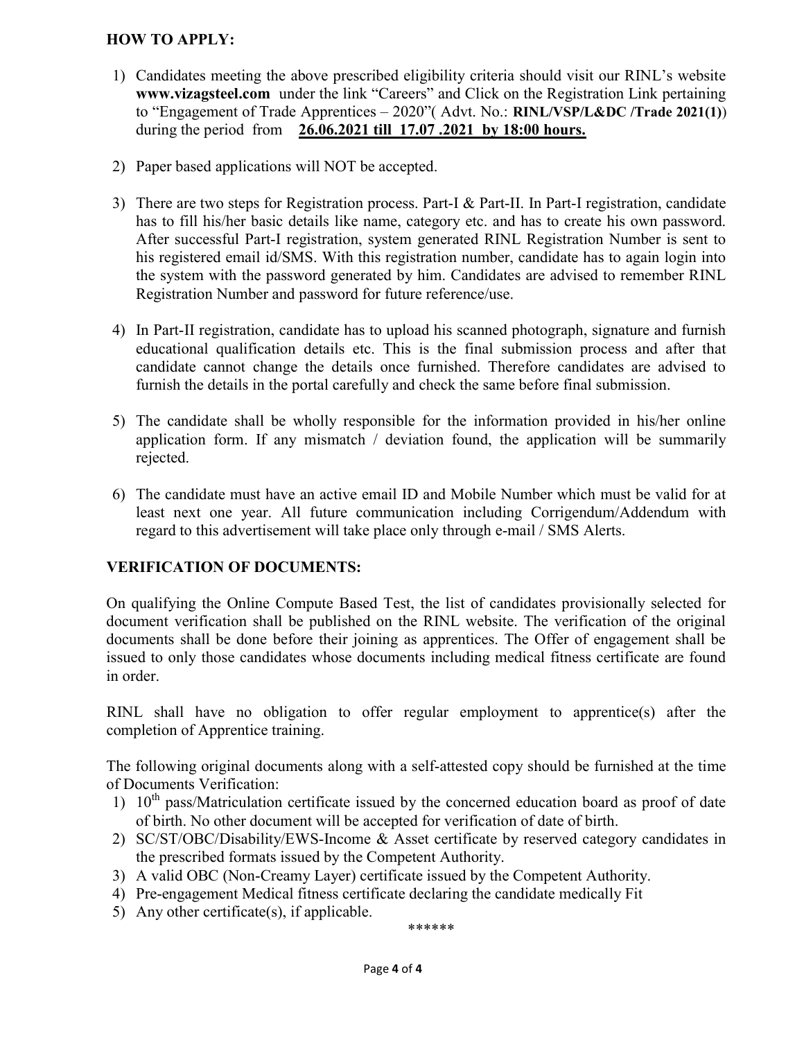## HOW TO APPLY:

1) Candidates meeting the above prescribed eligibility criteria should visit our RINL's website **www.vizagsteel.com** under the link "Careers" and Click on the Registration Link pertaining to "Engagement of Trade Apprentices – 2020"( Advt. No.: **RINL/VSP/L&DC /Trade 2021(1)**) during the period from **26.06.2021 till 17.07 .2021 by 18:00 hours.**
2) Paper based applications will NOT be accepted.
3) There are two steps for Registration process. Part-I & Part-II. In Part-I registration, candidate has to fill his/her basic details like name, category etc. and has to create his own password. After successful Part-I registration, system generated RINL Registration Number is sent to his registered email id/SMS. With this registration number, candidate has to again login into the system with the password generated by him. Candidates are advised to remember RINL Registration Number and password for future reference/use.
4) In Part-II registration, candidate has to upload his scanned photograph, signature and furnish educational qualification details etc. This is the final submission process and after that candidate cannot change the details once furnished. Therefore candidates are advised to furnish the details in the portal carefully and check the same before final submission.
5) The candidate shall be wholly responsible for the information provided in his/her online application form. If any mismatch / deviation found, the application will be summarily rejected.
6) The candidate must have an active email ID and Mobile Number which must be valid for at least next one year. All future communication including Corrigendum/Addendum with regard to this advertisement will take place only through e-mail / SMS Alerts.

## VERIFICATION OF DOCUMENTS:

On qualifying the Online Compute Based Test, the list of candidates provisionally selected for document verification shall be published on the RINL website. The verification of the original documents shall be done before their joining as apprentices. The Offer of engagement shall be issued to only those candidates whose documents including medical fitness certificate are found in order.

RINL shall have no obligation to offer regular employment to apprentice(s) after the completion of Apprentice training.

The following original documents along with a self-attested copy should be furnished at the time of Documents Verification:

1) 10th pass/Matriculation certificate issued by the concerned education board as proof of date of birth. No other document will be accepted for verification of date of birth.
2) SC/ST/OBC/Disability/EWS-Income & Asset certificate by reserved category candidates in the prescribed formats issued by the Competent Authority.
3) A valid OBC (Non-Creamy Layer) certificate issued by the Competent Authority.
4) Pre-engagement Medical fitness certificate declaring the candidate medically Fit
5) Any other certificate(s), if applicable.

******